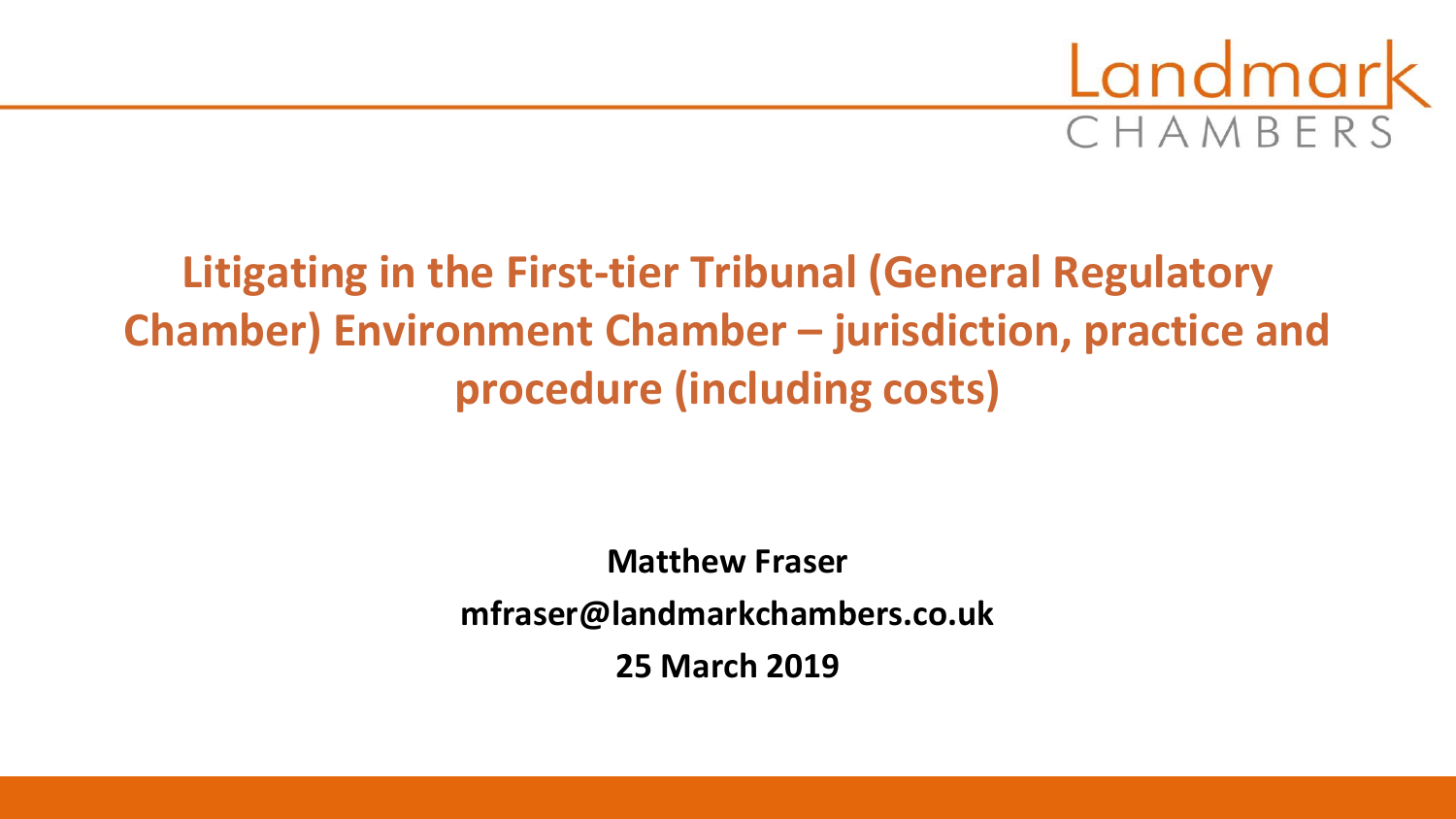Landmark CHAMBERS

# Litigating in the First-tier Tribunal (General Regulatory Chamber) Environment Chamber – jurisdiction, practice and procedure (including costs)

**Matthew Fraser**

**mfraser@landmarkchambers.co.uk**

**25 March 2019**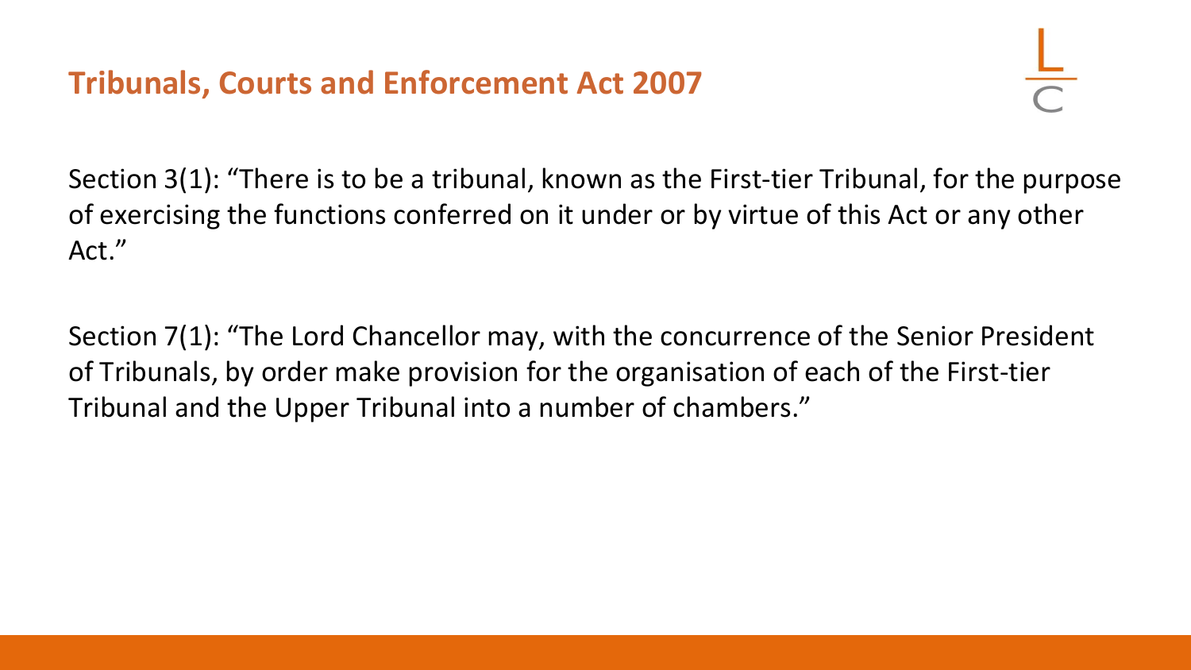## Tribunals, Courts and Enforcement Act 2007

Section 3(1): "There is to be a tribunal, known as the First-tier Tribunal, for the purpose of exercising the functions conferred on it under or by virtue of this Act or any other Act."

Section 7(1): "The Lord Chancellor may, with the concurrence of the Senior President of Tribunals, by order make provision for the organisation of each of the First-tier Tribunal and the Upper Tribunal into a number of chambers."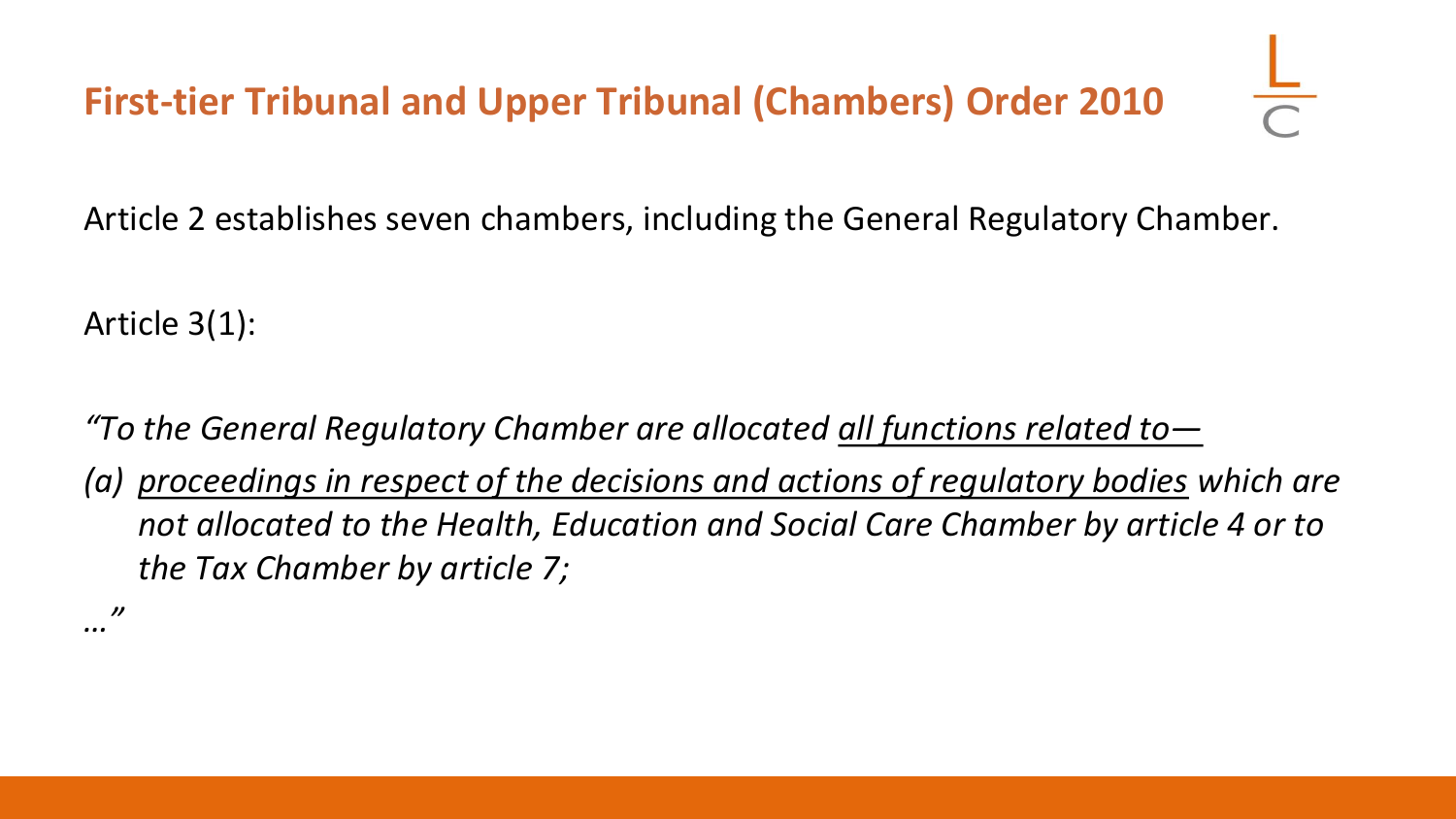# First-tier Tribunal and Upper Tribunal (Chambers) Order 2010

Article 2 establishes seven chambers, including the General Regulatory Chamber.

Article 3(1):

*"To the General Regulatory Chamber are allocated <u>all functions related to—</u>*

*(a) <u>proceedings in respect of the decisions and actions of regulatory bodies</u> which are not allocated to the Health, Education and Social Care Chamber by article 4 or to the Tax Chamber by article 7;*

*…"*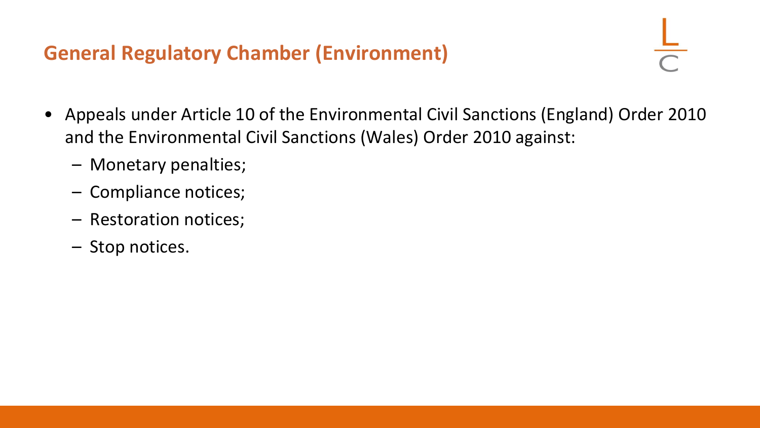## General Regulatory Chamber (Environment)

- Appeals under Article 10 of the Environmental Civil Sanctions (England) Order 2010 and the Environmental Civil Sanctions (Wales) Order 2010 against:
  - Monetary penalties;
  - Compliance notices;
  - Restoration notices;
  - Stop notices.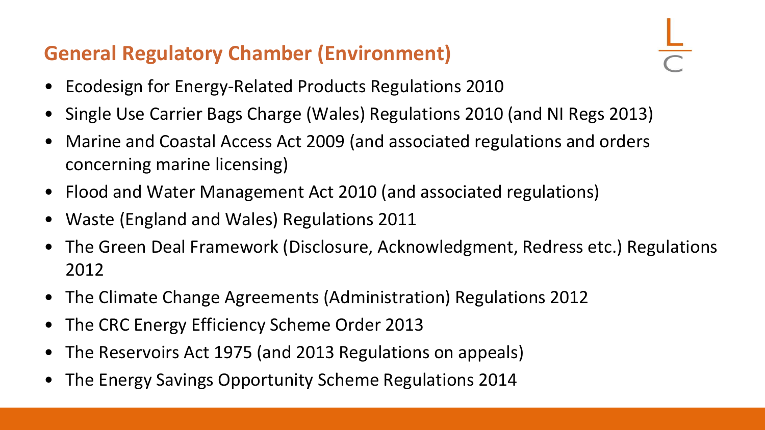## General Regulatory Chamber (Environment)

- Ecodesign for Energy-Related Products Regulations 2010
- Single Use Carrier Bags Charge (Wales) Regulations 2010 (and NI Regs 2013)
- Marine and Coastal Access Act 2009 (and associated regulations and orders concerning marine licensing)
- Flood and Water Management Act 2010 (and associated regulations)
- Waste (England and Wales) Regulations 2011
- The Green Deal Framework (Disclosure, Acknowledgment, Redress etc.) Regulations 2012
- The Climate Change Agreements (Administration) Regulations 2012
- The CRC Energy Efficiency Scheme Order 2013
- The Reservoirs Act 1975 (and 2013 Regulations on appeals)
- The Energy Savings Opportunity Scheme Regulations 2014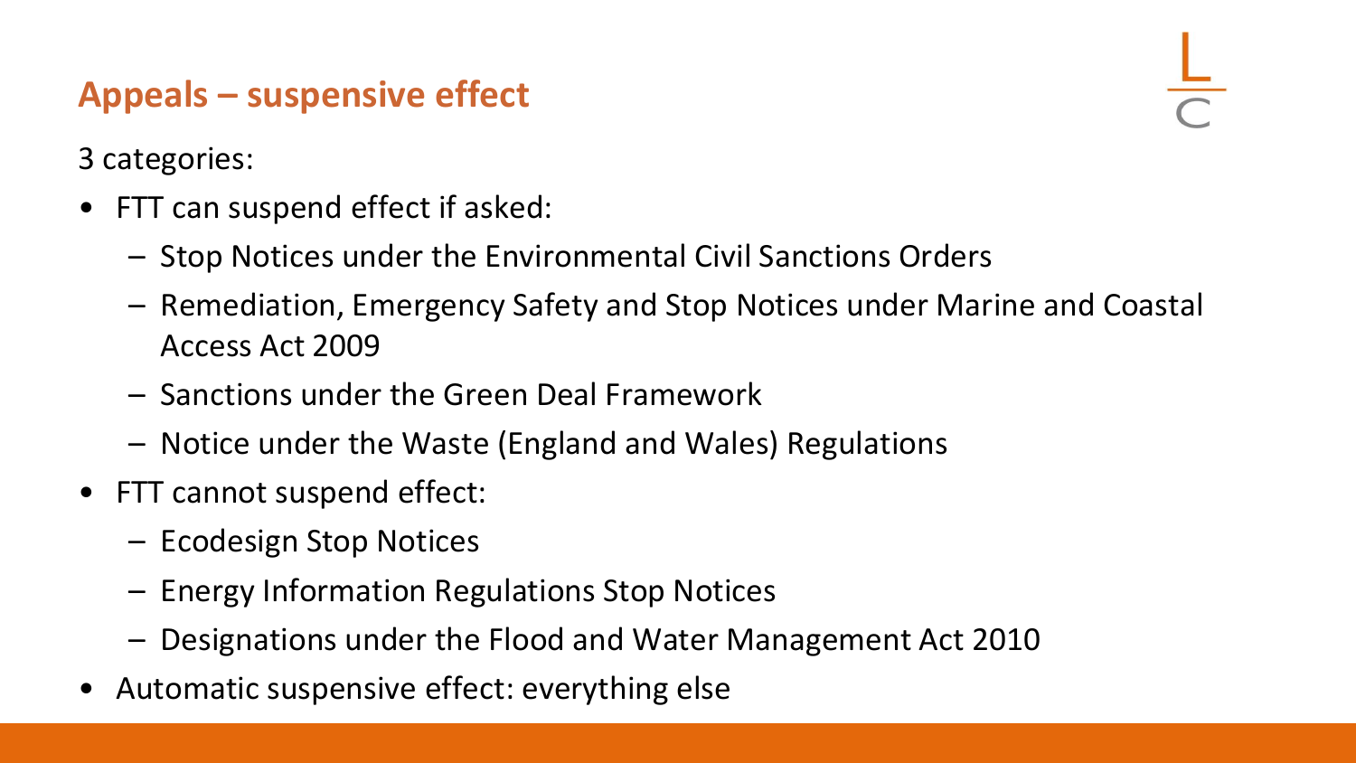## Appeals – suspensive effect

3 categories:

- FTT can suspend effect if asked:
  - Stop Notices under the Environmental Civil Sanctions Orders
  - Remediation, Emergency Safety and Stop Notices under Marine and Coastal Access Act 2009
  - Sanctions under the Green Deal Framework
  - Notice under the Waste (England and Wales) Regulations
- FTT cannot suspend effect:
  - Ecodesign Stop Notices
  - Energy Information Regulations Stop Notices
  - Designations under the Flood and Water Management Act 2010
- Automatic suspensive effect: everything else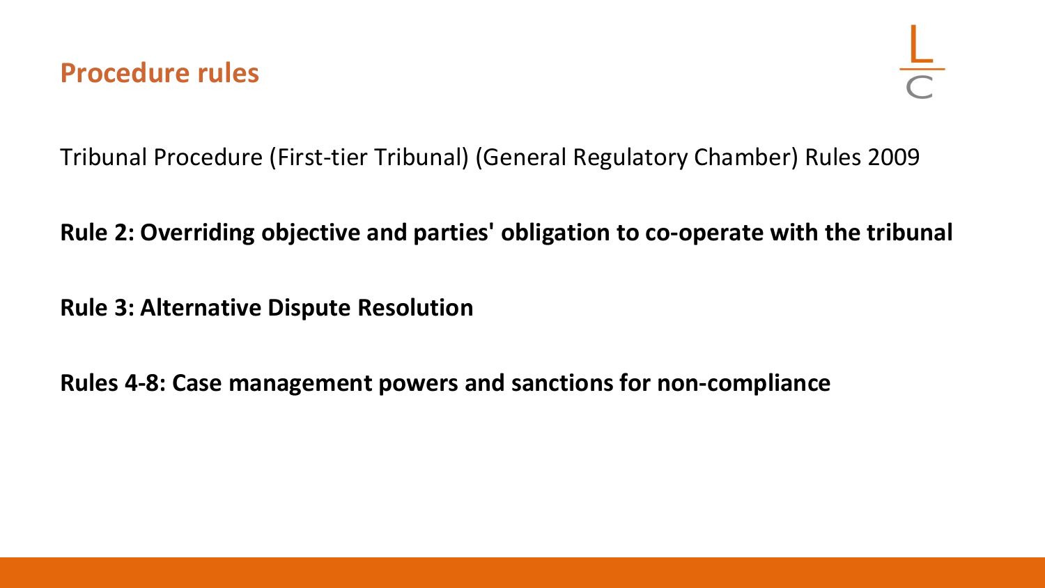## Procedure rules

Tribunal Procedure (First-tier Tribunal) (General Regulatory Chamber) Rules 2009

**Rule 2: Overriding objective and parties' obligation to co-operate with the tribunal**

**Rule 3: Alternative Dispute Resolution**

**Rules 4-8: Case management powers and sanctions for non-compliance**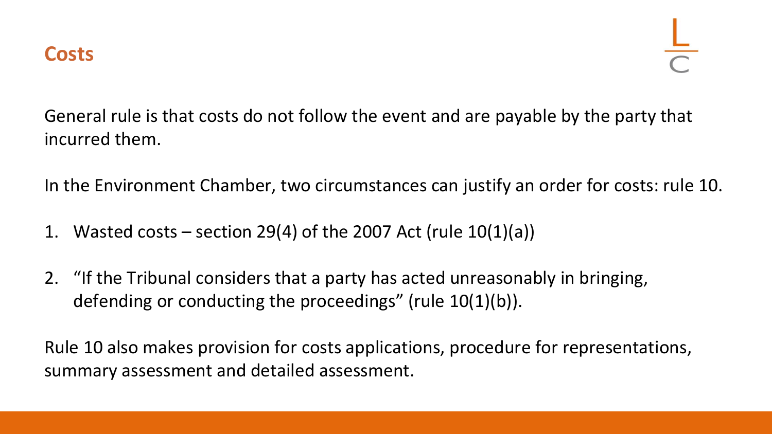## Costs

General rule is that costs do not follow the event and are payable by the party that incurred them.

In the Environment Chamber, two circumstances can justify an order for costs: rule 10.

1. Wasted costs – section 29(4) of the 2007 Act (rule 10(1)(a))
2. "If the Tribunal considers that a party has acted unreasonably in bringing, defending or conducting the proceedings" (rule 10(1)(b)).

Rule 10 also makes provision for costs applications, procedure for representations, summary assessment and detailed assessment.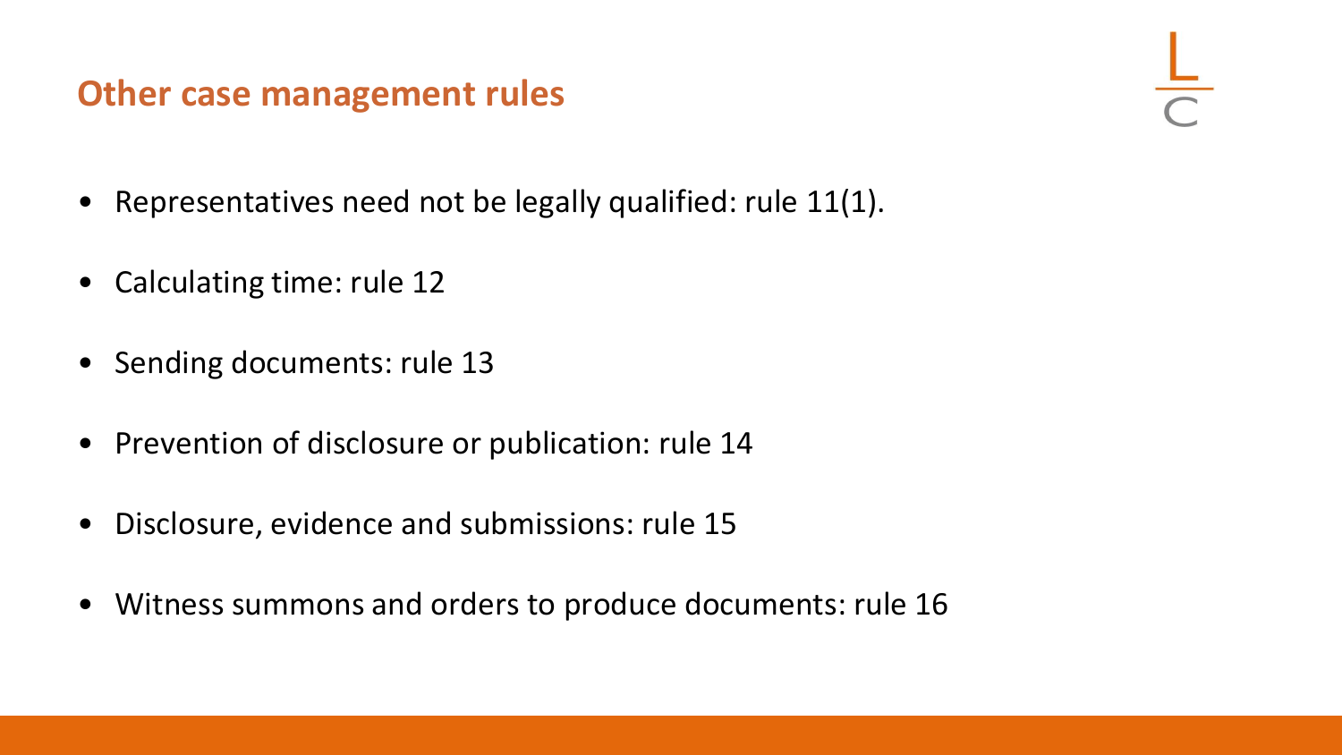## Other case management rules

- Representatives need not be legally qualified: rule 11(1).
- Calculating time: rule 12
- Sending documents: rule 13
- Prevention of disclosure or publication: rule 14
- Disclosure, evidence and submissions: rule 15
- Witness summons and orders to produce documents: rule 16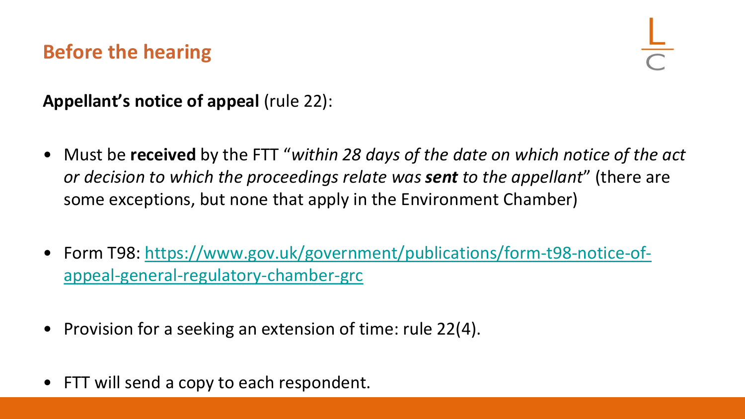## Before the hearing

**Appellant's notice of appeal** (rule 22):

- Must be **received** by the FTT "*within 28 days of the date on which notice of the act or decision to which the proceedings relate was **sent** to the appellant*" (there are some exceptions, but none that apply in the Environment Chamber)

- Form T98: [https://www.gov.uk/government/publications/form-t98-notice-of-appeal-general-regulatory-chamber-grc](https://www.gov.uk/government/publications/form-t98-notice-of-appeal-general-regulatory-chamber-grc)

- Provision for a seeking an extension of time: rule 22(4).

- FTT will send a copy to each respondent.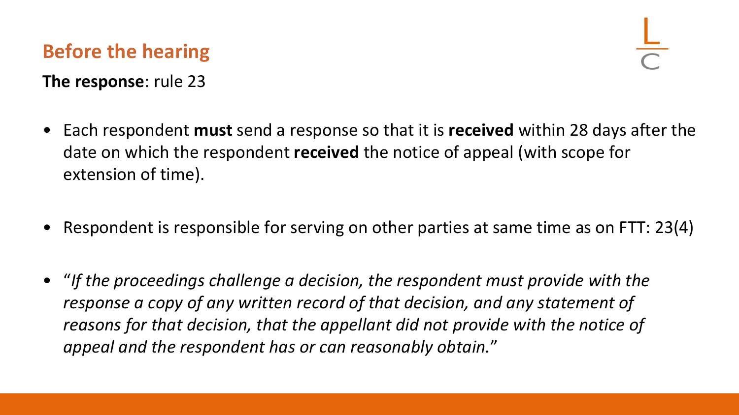## Before the hearing

**The response**: rule 23

- Each respondent **must** send a response so that it is **received** within 28 days after the date on which the respondent **received** the notice of appeal (with scope for extension of time).
- Respondent is responsible for serving on other parties at same time as on FTT: 23(4)
- "*If the proceedings challenge a decision, the respondent must provide with the response a copy of any written record of that decision, and any statement of reasons for that decision, that the appellant did not provide with the notice of appeal and the respondent has or can reasonably obtain.*"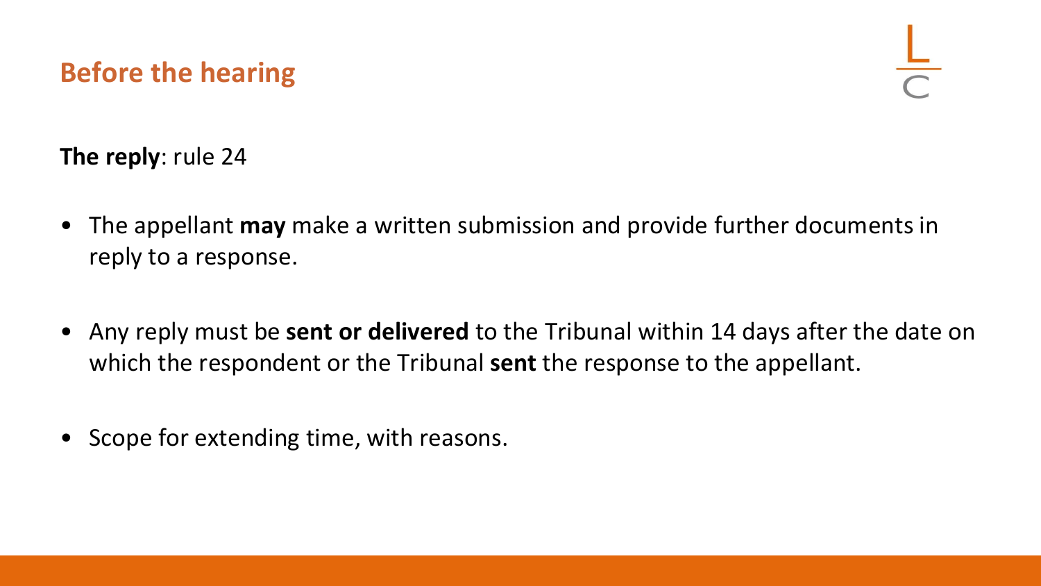## Before the hearing

**The reply**: rule 24

- The appellant **may** make a written submission and provide further documents in reply to a response.
- Any reply must be **sent or delivered** to the Tribunal within 14 days after the date on which the respondent or the Tribunal **sent** the response to the appellant.
- Scope for extending time, with reasons.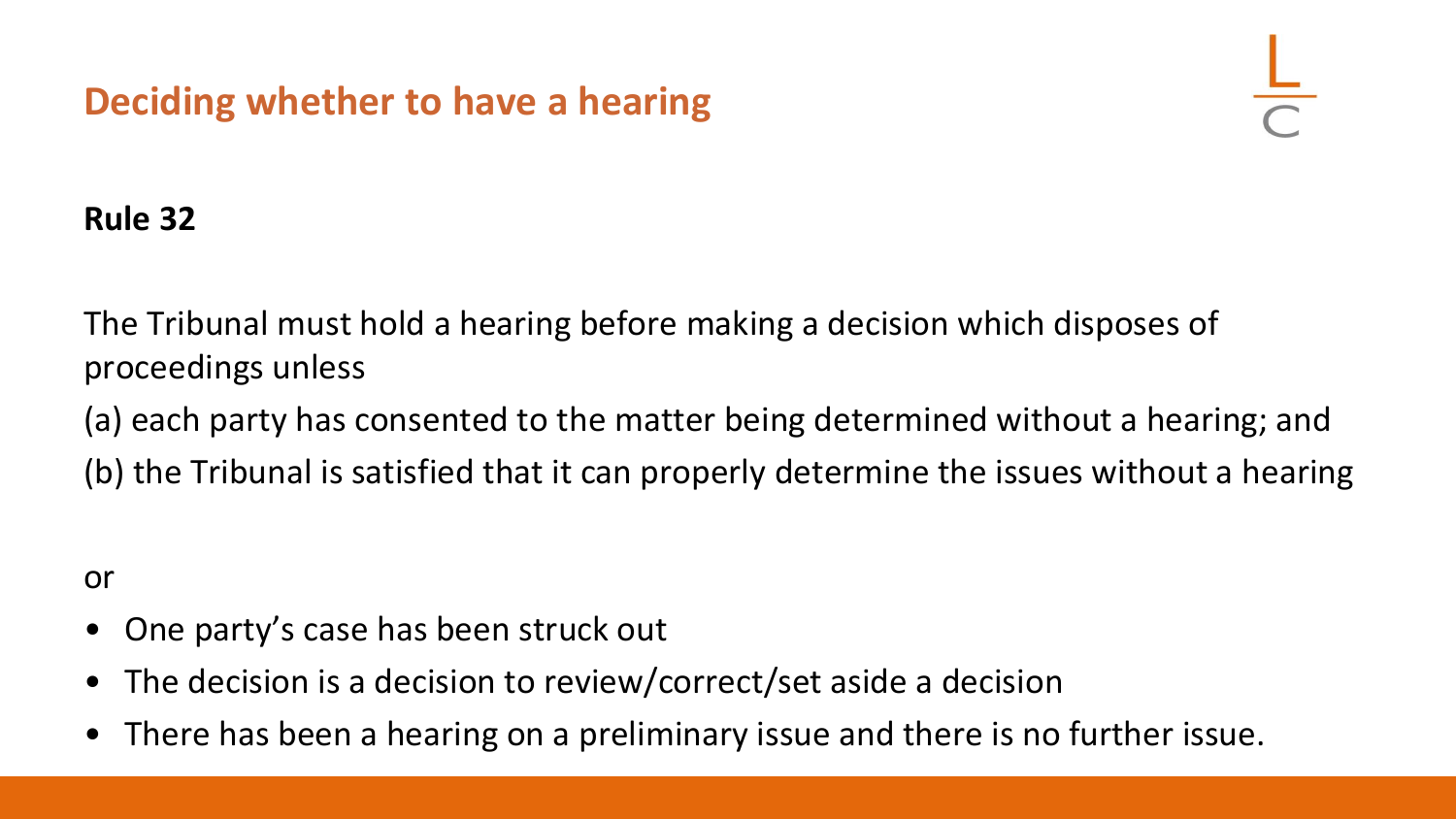## Deciding whether to have a hearing

**Rule 32**

The Tribunal must hold a hearing before making a decision which disposes of proceedings unless

(a) each party has consented to the matter being determined without a hearing; and

(b) the Tribunal is satisfied that it can properly determine the issues without a hearing

or

- One party's case has been struck out
- The decision is a decision to review/correct/set aside a decision
- There has been a hearing on a preliminary issue and there is no further issue.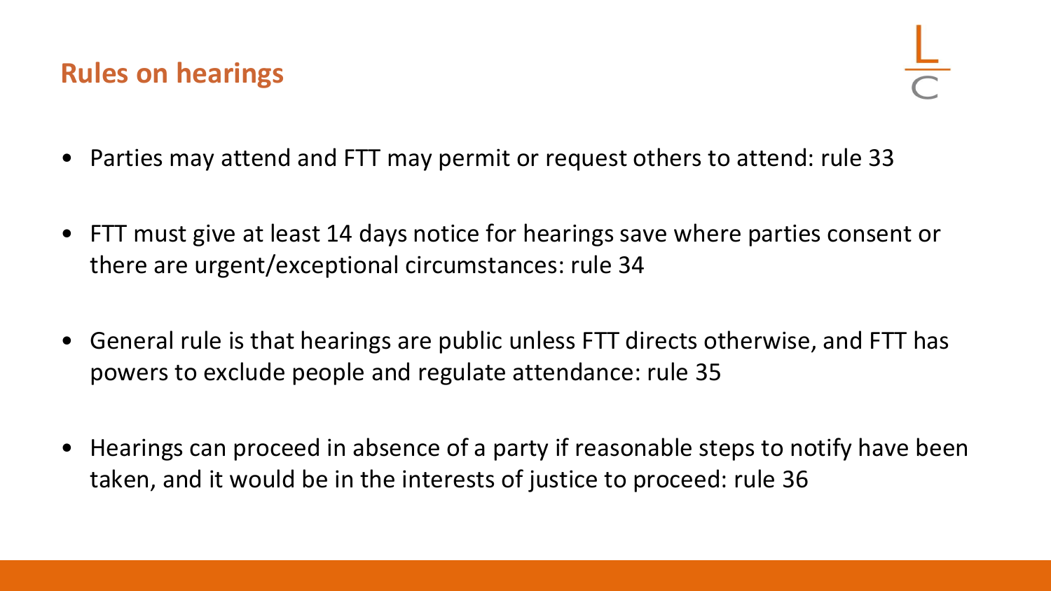## Rules on hearings

- Parties may attend and FTT may permit or request others to attend: rule 33
- FTT must give at least 14 days notice for hearings save where parties consent or there are urgent/exceptional circumstances: rule 34
- General rule is that hearings are public unless FTT directs otherwise, and FTT has powers to exclude people and regulate attendance: rule 35
- Hearings can proceed in absence of a party if reasonable steps to notify have been taken, and it would be in the interests of justice to proceed: rule 36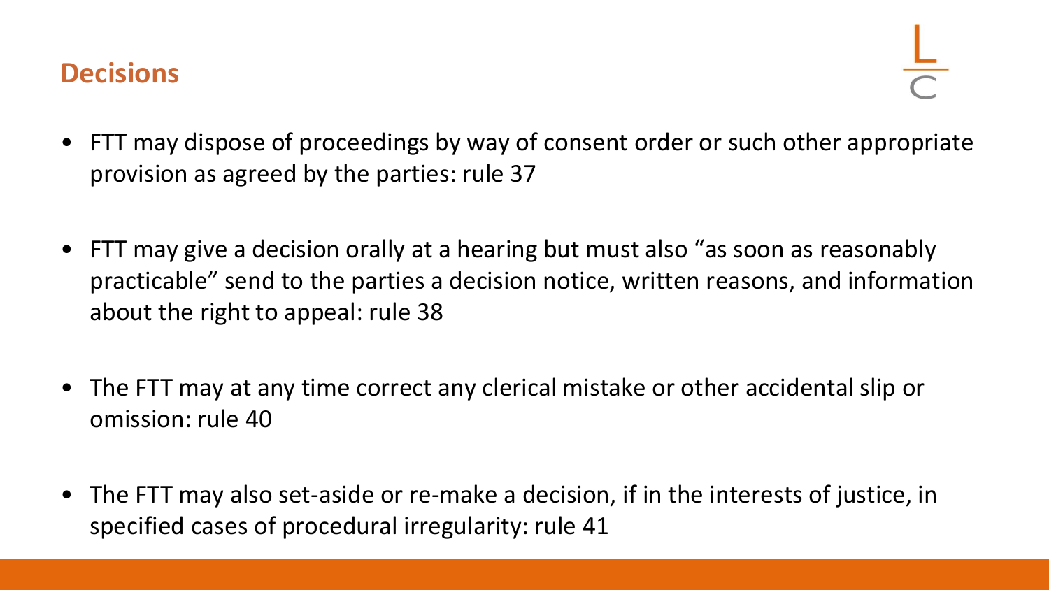## Decisions

- FTT may dispose of proceedings by way of consent order or such other appropriate provision as agreed by the parties: rule 37

- FTT may give a decision orally at a hearing but must also "as soon as reasonably practicable" send to the parties a decision notice, written reasons, and information about the right to appeal: rule 38

- The FTT may at any time correct any clerical mistake or other accidental slip or omission: rule 40

- The FTT may also set-aside or re-make a decision, if in the interests of justice, in specified cases of procedural irregularity: rule 41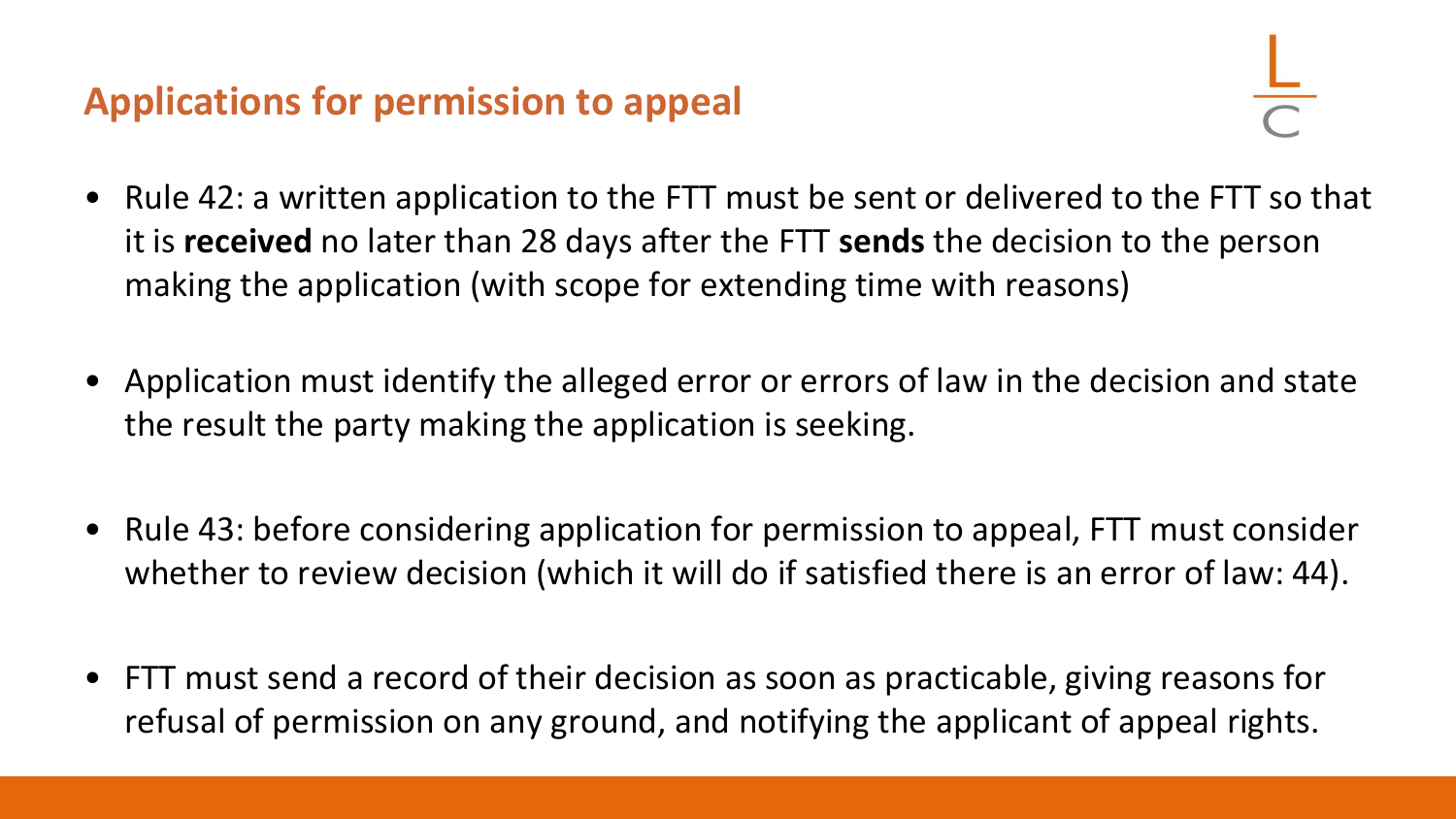## Applications for permission to appeal

- Rule 42: a written application to the FTT must be sent or delivered to the FTT so that it is **received** no later than 28 days after the FTT **sends** the decision to the person making the application (with scope for extending time with reasons)

- Application must identify the alleged error or errors of law in the decision and state the result the party making the application is seeking.

- Rule 43: before considering application for permission to appeal, FTT must consider whether to review decision (which it will do if satisfied there is an error of law: 44).

- FTT must send a record of their decision as soon as practicable, giving reasons for refusal of permission on any ground, and notifying the applicant of appeal rights.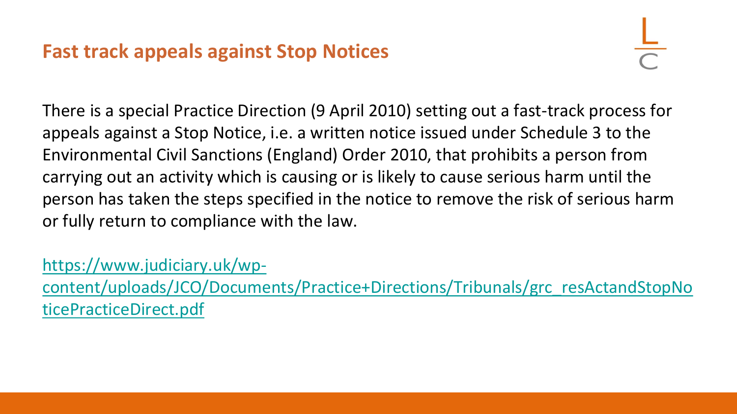## Fast track appeals against Stop Notices

There is a special Practice Direction (9 April 2010) setting out a fast-track process for appeals against a Stop Notice, i.e. a written notice issued under Schedule 3 to the Environmental Civil Sanctions (England) Order 2010, that prohibits a person from carrying out an activity which is causing or is likely to cause serious harm until the person has taken the steps specified in the notice to remove the risk of serious harm or fully return to compliance with the law.

[https://www.judiciary.uk/wp-content/uploads/JCO/Documents/Practice+Directions/Tribunals/grc_resActandStopNoticePracticeDirect.pdf](https://www.judiciary.uk/wp-content/uploads/JCO/Documents/Practice+Directions/Tribunals/grc_resActandStopNoticePracticeDirect.pdf)